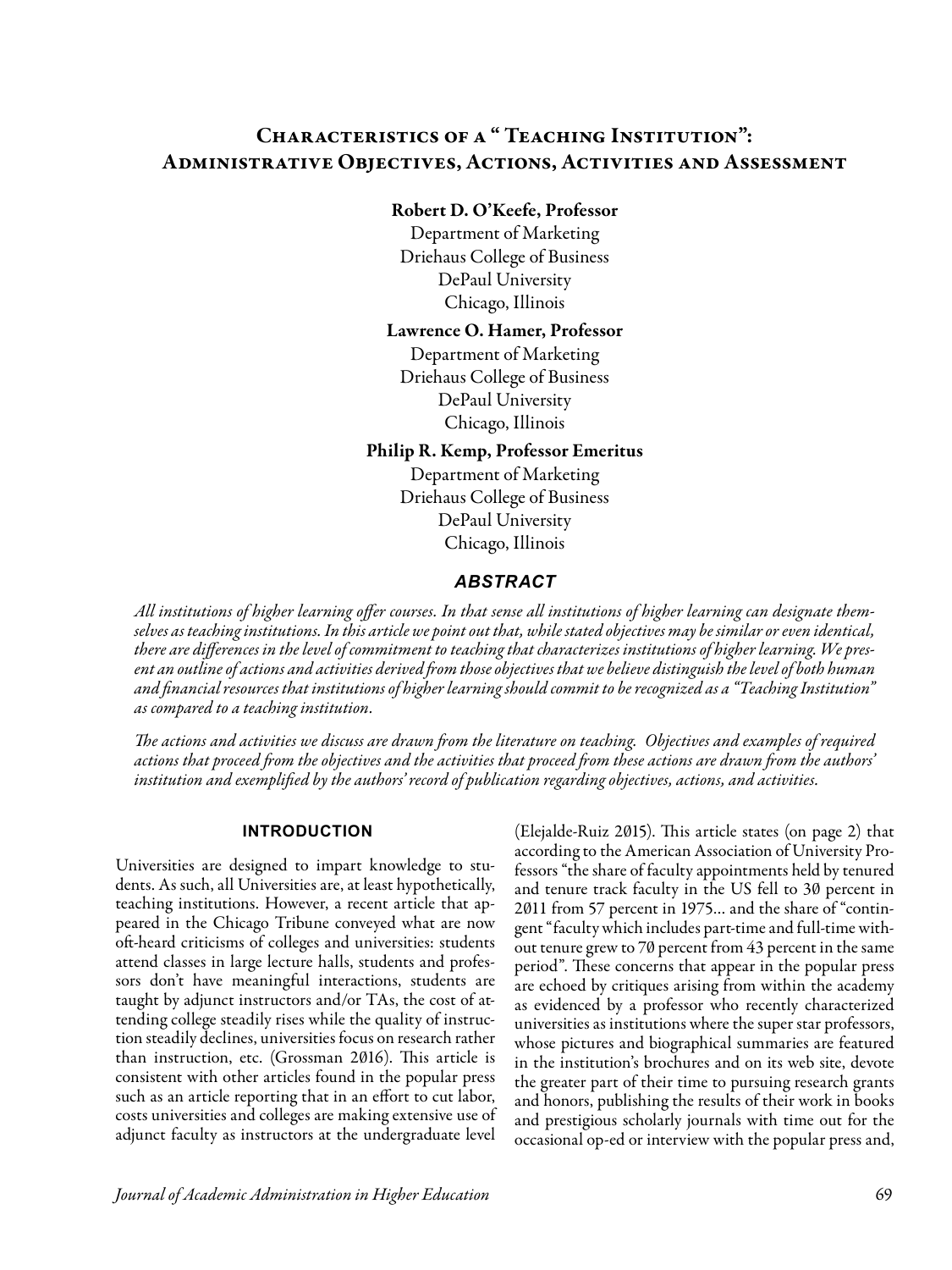# Characteristics of a " Teaching Institution": Administrative Objectives, Actions, Activities and Assessment

**Robert D. O'Keefe, Professor**
Department of Marketing
Driehaus College of Business
DePaul University
Chicago, Illinois

**Lawrence O. Hamer, Professor**
Department of Marketing
Driehaus College of Business
DePaul University
Chicago, Illinois

**Philip R. Kemp, Professor Emeritus**
Department of Marketing
Driehaus College of Business
DePaul University
Chicago, Illinois

## *ABSTRACT*

*All institutions of higher learning offer courses. In that sense all institutions of higher learning can designate themselves as teaching institutions. In this article we point out that, while stated objectives may be similar or even identical, there are differences in the level of commitment to teaching that characterizes institutions of higher learning. We present an outline of actions and activities derived from those objectives that we believe distinguish the level of both human and financial resources that institutions of higher learning should commit to be recognized as a "Teaching Institution" as compared to a teaching institution.*

*The actions and activities we discuss are drawn from the literature on teaching. Objectives and examples of required actions that proceed from the objectives and the activities that proceed from these actions are drawn from the authors' institution and exemplified by the authors' record of publication regarding objectives, actions, and activities.*

## INTRODUCTION

Universities are designed to impart knowledge to students. As such, all Universities are, at least hypothetically, teaching institutions. However, a recent article that appeared in the Chicago Tribune conveyed what are now oft-heard criticisms of colleges and universities: students attend classes in large lecture halls, students and professors don't have meaningful interactions, students are taught by adjunct instructors and/or TAs, the cost of attending college steadily rises while the quality of instruction steadily declines, universities focus on research rather than instruction, etc. (Grossman 2016). This article is consistent with other articles found in the popular press such as an article reporting that in an effort to cut labor, costs universities and colleges are making extensive use of adjunct faculty as instructors at the undergraduate level (Elejalde-Ruiz 2015). This article states (on page 2) that according to the American Association of University Professors "the share of faculty appointments held by tenured and tenure track faculty in the US fell to 30 percent in 2011 from 57 percent in 1975… and the share of "contingent "faculty which includes part-time and full-time without tenure grew to 70 percent from 43 percent in the same period". These concerns that appear in the popular press are echoed by critiques arising from within the academy as evidenced by a professor who recently characterized universities as institutions where the super star professors, whose pictures and biographical summaries are featured in the institution's brochures and on its web site, devote the greater part of their time to pursuing research grants and honors, publishing the results of their work in books and prestigious scholarly journals with time out for the occasional op-ed or interview with the popular press and,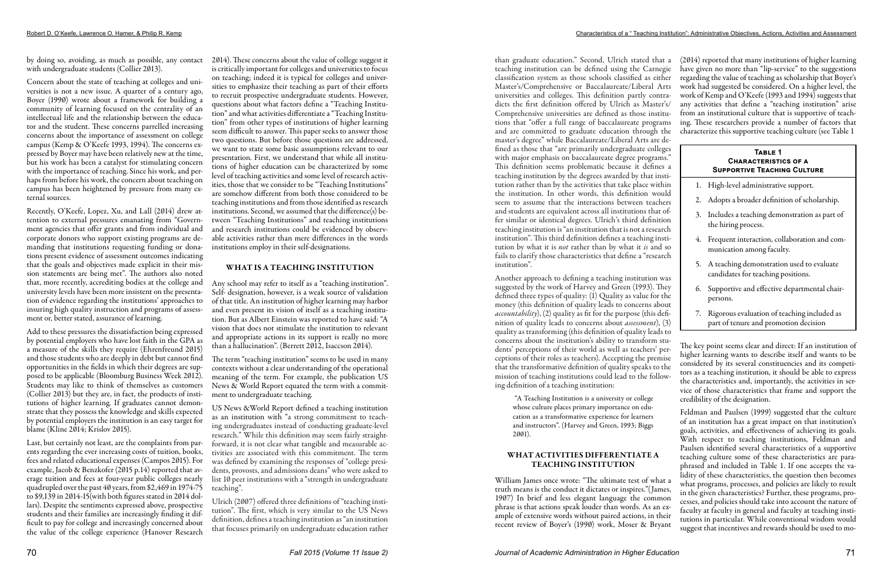by doing so, avoiding, as much as possible, any contact with undergraduate students (Collier 2013).

Concern about the state of teaching at colleges and universities is not a new issue. A quarter of a century ago, Boyer (1990) wrote about a framework for building a community of learning focused on the centrality of an intellectual life and the relationship between the educator and the student. These concerns parrelled increasing concerns about the importance of assessment on college campus (Kemp & O'Keefe 1993, 1994). The concerns expressed by Boyer may have been relatively new at the time, but his work has been a catalyst for stimulating concern with the importance of teaching. Since his work, and perhaps from before his work, the concern about teaching on campus has been heightened by pressure from many external sources.

Recently, O'Keefe, Lopez, Xu, and Lall (2014) drew attention to external pressures emanating from "Government agencies that offer grants and from individual and corporate donors who support existing programs are demanding that institutions requesting funding or donations present evidence of assessment outcomes indicating that the goals and objectives made explicit in their mission statements are being met". The authors also noted that, more recently, accrediting bodies at the college and university levels have been more insistent on the presentation of evidence regarding the institutions' approaches to insuring high quality instruction and programs of assessment or, better stated, assurance of learning.

Add to these pressures the dissatisfaction being expressed by potential employers who have lost faith in the GPA as a measure of the skills they require (Ehrenfreund 2015) and those students who are deeply in debt but cannot find opportunities in the fields in which their degrees are supposed to be applicable (Bloomburg Business Week 2012). Students may like to think of themselves as customers (Collier 2013) but they are, in fact, the products of institutions of higher learning. If graduates cannot demonstrate that they possess the knowledge and skills expected by potential employers the institution is an easy target for blame (Kline 2014; Krislov 2015).

Last, but certainly not least, are the complaints from parents regarding the ever increasing costs of tuition, books, fees and related educational expenses (Campos 2015). For example, Jacob & Benzkofer (2015 p.14) reported that average tuition and fees at four-year public colleges nearly quadrupled over the past 40 years, from $2,469 in 1974-75 to $9,139 in 2014-15(with both figures stated in 2014 dollars). Despite the sentiments expressed above, prospective students and their families are increasingly finding it difficult to pay for college and increasingly concerned about the value of the college experience (Hanover Research 2014). These concerns about the value of college suggest it is critically important for colleges and universities to focus on teaching; indeed it is typical for colleges and universities to emphasize their teaching as part of their efforts to recruit prospective undergraduate students. However, questions about what factors define a "Teaching Institution" and what activities differentiate a "Teaching Institution" from other types of institutions of higher learning seem difficult to answer. This paper seeks to answer those two questions. But before those questions are addressed, we want to state some basic assumptions relevant to our presentation. First, we understand that while all institutions of higher education can be characterized by some level of teaching activities and some level of research activities, those that we consider to be "Teaching Institutions" are somehow different from both those considered to be teaching institutions and from those identified as research institutions. Second, we assumed that the difference(s) between "Teaching Institutions" and teaching institutions and research institutions could be evidenced by observable activities rather than mere differences in the words institutions employ in their self-designations.

## WHAT IS A TEACHING INSTITUTION

Any school may refer to itself as a "teaching institution". Self- designation, however, is a weak source of validation of that title. An institution of higher learning may harbor and even present its vision of itself as a teaching institution. But as Albert Einstein was reported to have said: "A vision that does not stimulate the institution to relevant and appropriate actions in its support is really no more than a hallucination". (Berrett 2012, Isaccson 2014).

The term "teaching institution" seems to be used in many contexts without a clear understanding of the operational meaning of the term. For example, the publication US News & World Report equated the term with a commitment to undergraduate teaching.

US News &World Report defined a teaching institution as an institution with "a strong commitment to teaching undergraduates instead of conducting graduate-level research." While this definition may seem fairly straightforward, it is not clear what tangible and measurable activities are associated with this commitment. The term was defined by examining the responses of "college presidents, provosts, and admissions deans" who were asked to list 10 peer institutions with a "strength in undergraduate teaching".

Ulrich (2007) offered three definitions of "teaching institution". The first, which is very similar to the US News definition, defines a teaching institution as "an institution that focuses primarily on undergraduate education rather than graduate education." Second, Ulrich stated that a teaching institution can be defined using the Carnegie classification system as those schools classified as either Master's/Comprehensive or Baccalaureate/Liberal Arts universities and colleges. This definition partly contradicts the first definition offered by Ulrich as Master's/Comprehensive universities are defined as those institutions that "offer a full range of baccalaureate programs and are committed to graduate education through the master's degree" while Baccalaureate/Liberal Arts are defined as those that "are primarily undergraduate colleges with major emphasis on baccalaureate degree programs." This definition seems problematic because it defines a teaching institution by the degrees awarded by that institution rather than by the activities that take place within the institution. In other words, this definition would seem to assume that the interactions between teachers and students are equivalent across all institutions that offer similar or identical degrees. Ulrich's third definition teaching institution is "an institution that is not a research institution". This third definition defines a teaching institution by what it is *not* rather than by what it *is* and so fails to clarify those characteristics that define a "research institution".

Another approach to defining a teaching institution was suggested by the work of Harvey and Green (1993). They defined three types of quality: (1) Quality as value for the money (this definition of quality leads to concerns about *accountability*), (2) quality as fit for the purpose (this definition of quality leads to concerns about *assessment*), (3) quality as transforming (this definition of quality leads to concerns about the institution's ability to transform students' perceptions of their world as well as teachers' perceptions of their roles as teachers). Accepting the premise that the transformative definition of quality speaks to the mission of teaching institutions could lead to the following definition of a teaching institution:

> "A Teaching Institution is a university or college whose culture places primary importance on education as a transformative experience for learners and instructors". (Harvey and Green, 1993; Biggs 2001).

## WHAT ACTIVITIES DIFFERENTIATE A TEACHING INSTITUTION

William James once wrote: "The ultimate test of what a truth means is the conduct it dictates or inspires."(James, 1907) In brief and less elegant language the common phrase is that actions speak louder than words. As an example of extensive words without paired actions, in their recent review of Boyer's (1990) work, Moser & Bryant (2014) reported that many institutions of higher learning have given no more than "lip-service" to the suggestions regarding the value of teaching as scholarship that Boyer's work had suggested be considered. On a higher level, the work of Kemp and O'Keefe (1993 and 1994) suggests that any activities that define a "teaching institution" arise from an institutional culture that is supportive of teaching. These researchers provide a number of factors that characterize this supportive teaching culture (see Table 1

**Table 1**
**Characteristics of a Supportive Teaching Culture**

1. High-level administrative support.
2. Adopts a broader definition of scholarship.
3. Includes a teaching demonstration as part of the hiring process.
4. Frequent interaction, collaboration and communication among faculty.
5. A teaching demonstration used to evaluate candidates for teaching positions.
6. Supportive and effective departmental chairpersons.
7. Rigorous evaluation of teaching included as part of tenure and promotion decision

The key point seems clear and direct: If an institution of higher learning wants to describe itself and wants to be considered by its several constituencies and its competitors as a teaching institution, it should be able to express the characteristics and, importantly, the activities in service of those characteristics that frame and support the credibility of the designation.

Feldman and Paulsen (1999) suggested that the culture of an institution has a great impact on that institution's goals, activities, and effectiveness of achieving its goals. With respect to teaching institutions, Feldman and Paulsen identified several characteristics of a supportive teaching culture some of these characteristics are paraphrased and included in Table 1. If one accepts the validity of these characteristics, the question then becomes what programs, processes, and policies are likely to result in the given characteristics? Further, these programs, processes, and policies should take into account the nature of faculty at faculty in general and faculty at teaching institutions in particular. While conventional wisdom would suggest that incentives and rewards should be used to mo-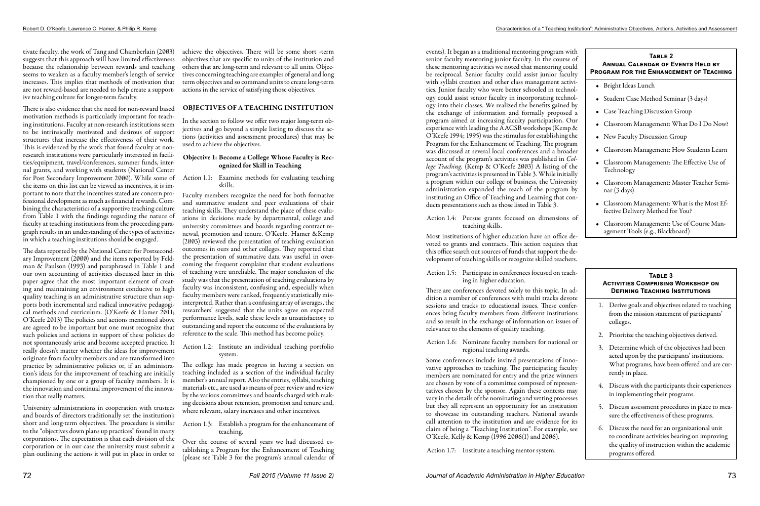tivate faculty, the work of Tang and Chamberlain (2003) suggests that this approach will have limited effectiveness because the relationship between rewards and teaching seems to weaken as a faculty member's length of service increases. This implies that methods of motivation that are not reward-based are needed to help create a supportive teaching culture for longer-term faculty.

There is also evidence that the need for non-reward based motivation methods is particularly important for teaching institutions. Faculty at non-research institutions seem to be intrinsically motivated and desirous of support structures that increase the effectiveness of their work. This is evidenced by the work that found faculty at non-research institutions were particularly interested in facilities/equipment, travel/conferences, summer funds, internal grants, and working with students (National Center for Post Secondary Improvement 2000). While some of the items on this list can be viewed as incentives, it is important to note that the incentives stated are concern professional development as much as financial rewards. Combining the characteristics of a supportive teaching culture from Table 1 with the findings regarding the nature of faculty at teaching institutions from the proceeding paragraph results in an understanding of the types of activities in which a teaching institutions should be engaged.

The data reported by the National Center for Postsecondary Improvement (2000) and the items reported by Feldman & Paulson (1993) and paraphrased in Table 1 and our own accounting of activities discussed later in this paper agree that the most important element of creating and maintaining an environment conducive to high quality teaching is an administrative structure than supports both incremental and radical innovative pedagogical methods and curriculum. (O'Keefe & Hamer 2011; O'Keefe 2013) The policies and actions mentioned above are agreed to be important but one must recognize that such policies and actions in support of these policies do not spontaneously arise and become accepted practice. It really doesn't matter whether the ideas for improvement originate from faculty members and are transformed into practice by administrative policies or, if an administration's ideas for the improvement of teaching are initially championed by one or a group of faculty members. It is the innovation and continual improvement of the innovation that really matters.

University administrations in cooperation with trustees and boards of directors traditionally set the institution's short and long-term objectives. The procedure is similar to the "objectives down plans up practices" found in many corporations. The expectation is that each division of the corporation or in our case the university must submit a plan outlining the actions it will put in place in order to achieve the objectives. There will be some short -term objectives that are specific to units of the institution and others that are long-term and relevant to all units. Objectives concerning teaching are examples of general and long term objectives and so command units to create long-term actions in the service of satisfying those objectives.

## OBJECTIVES OF A TEACHING INSTITUTION

In the section to follow we offer two major long-term objectives and go beyond a simple listing to discuss the actions (activities and assessment procedures) that may be used to achieve the objectives.

### Objective 1: Become a College Whose Faculty is Recognized for Skill in Teaching

Action 1.1: Examine methods for evaluating teaching skills.

Faculty members recognize the need for both formative and summative student and peer evaluations of their teaching skills. They understand the place of these evaluations in decisions made by departmental, college and university committees and boards regarding contract renewal, promotion and tenure. O'Keefe. Hamer &Kemp (2003) reviewed the presentation of teaching evaluation outcomes in ours and other colleges. They reported that the presentation of summative data was useful in overcoming the frequent complaint that student evaluations of teaching were unreliable. The major conclusion of the study was that the presentation of teaching evaluations by faculty was inconsistent, confusing and, especially when faculty members were ranked, frequently statistically misinterpreted. Rather than a confusing array of averages, the researchers' suggested that the units agree on expected performance levels, scale these levels as unsatisfactory to outstanding and report the outcome of the evaluations by reference to the scale. This method has become policy.

Action 1.2: Institute an individual teaching portfolio system.

The college has made progress in having a section on teaching included as a section of the individual faculty member's annual report. Also the entries, syllabi, teaching materials etc., are used as means of peer review and review by the various committees and boards charged with making decisions about retention, promotion and tenure and, where relevant, salary increases and other incentives.

Action 1.3: Establish a program for the enhancement of teaching.

Over the course of several years we had discussed establishing a Program for the Enhancement of Teaching (please see Table 3 for the program's annual calendar of events). It began as a traditional mentoring program with senior faculty mentoring junior faculty. In the course of these mentoring activities we noted that mentoring could be reciprocal. Senior faculty could assist junior faculty with syllabi creation and other class management activities. Junior faculty who were better schooled in technology could assist senior faculty in incorporating technology into their classes. We realized the benefits gained by the exchange of information and formally proposed a program aimed at increasing faculty participation. Our experience with leading the AACSB workshops (Kemp & O'Keefe 1994; 1995) was the stimulus for establishing the Program for the Enhancement of Teaching. The program was discussed at several local conferences and a broader account of the program's activities was published in *College Teaching*. (Kemp & O'Keefe 2003) A listing of the program's activities is presented in Table 3. While initially a program within our college of business, the University administration expanded the reach of the program by instituting an Office of Teaching and Learning that conducts presentations such as those listed in Table 3.

Action 1.4: Pursue grants focused on dimensions of teaching skills.

Most institutions of higher education have an office devoted to grants and contracts. This action requires that this office search out sources of funds that support the development of teaching skills or recognize skilled teachers.

Action 1.5: Participate in conferences focused on teaching in higher education.

There are conferences devoted solely to this topic. In addition a number of conferences with multi tracks devote sessions and tracks to educational issues. These conferences bring faculty members from different institutions and so result in the exchange of information on issues of relevance to the elements of quality teaching.

Action 1.6: Nominate faculty members for national or regional teaching awards.

Some conferences include invited presentations of innovative approaches to teaching. The participating faculty members are nominated for entry and the prize winners are chosen by vote of a committee composed of representatives chosen by the sponsor. Again these contests may vary in the details of the nominating and vetting processes but they all represent an opportunity for an institution to showcase its outstanding teachers. National awards call attention to the institution and are evidence for its claim of being a "Teaching Institution". For example, see O'Keefe, Kelly & Kemp (1996 2006(1) and 2006).

Action 1.7: Institute a teaching mentor system.

**Table 2**
**Annual Calendar of Events Held by Program for the Enhancement of Teaching**

- Bright Ideas Lunch
- Student Case Method Seminar (3 days)
- Case Teaching Discussion Group
- Classroom Management: What Do I Do Now?
- New Faculty Discussion Group
- Classroom Management: How Students Learn
- Classroom Management: The Effective Use of Technology
- Classroom Management: Master Teacher Seminar (3 days)
- Classroom Management: What is the Most Effective Delivery Method for You?
- Classroom Management: Use of Course Management Tools (e.g., Blackboard)

**Table 3**
**Activities Comprising Workshop on Defining Teaching Institutions**

1. Derive goals and objectives related to teaching from the mission statement of participants' colleges.
2. Prioritize the teaching objectives derived.
3. Determine which of the objectives had been acted upon by the participants' institutions. What programs, have been offered and are currently in place.
4. Discuss with the participants their experiences in implementing their programs.
5. Discuss assessment procedures in place to measure the effectiveness of these programs.
6. Discuss the need for an organizational unit to coordinate activities bearing on improving the quality of instruction within the academic programs offered.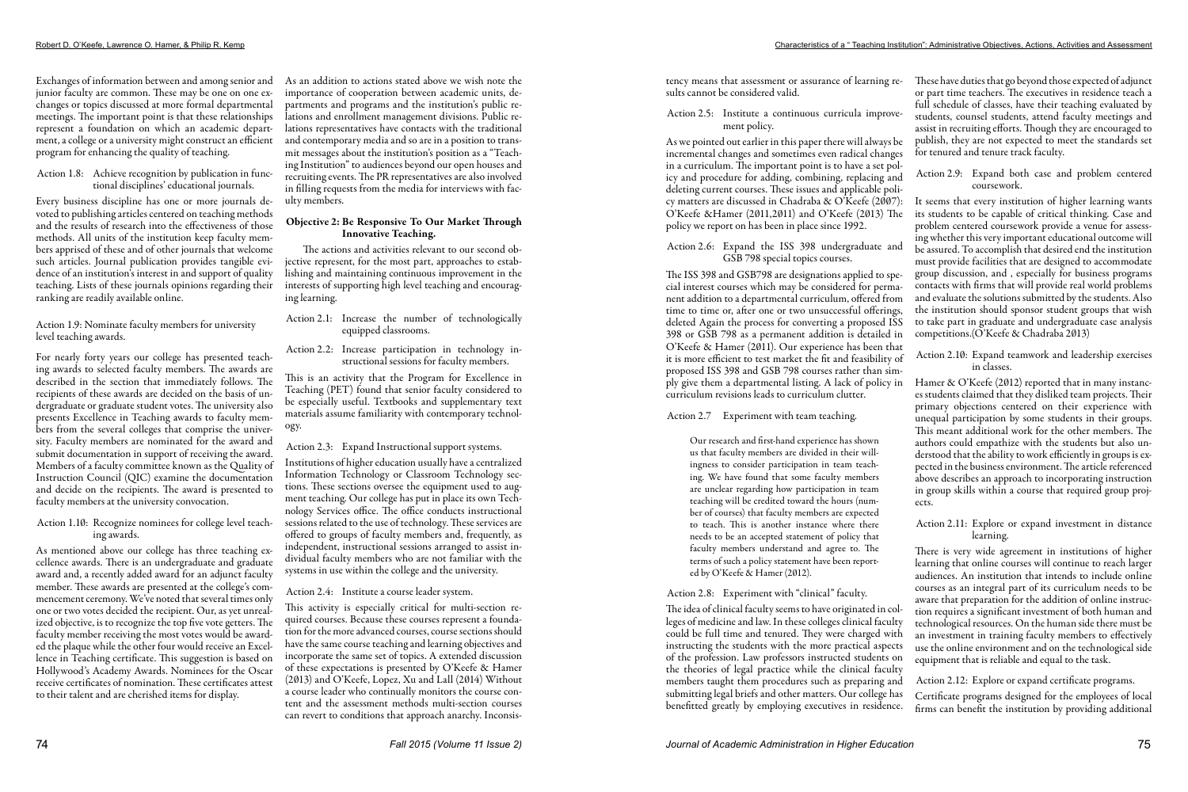Exchanges of information between and among senior and junior faculty are common. These may be one on one exchanges or topics discussed at more formal departmental meetings. The important point is that these relationships represent a foundation on which an academic department, a college or a university might construct an efficient program for enhancing the quality of teaching.

Action 1.8: Achieve recognition by publication in functional disciplines' educational journals.

Every business discipline has one or more journals devoted to publishing articles centered on teaching methods and the results of research into the effectiveness of those methods. All units of the institution keep faculty members apprised of these and of other journals that welcome such articles. Journal publication provides tangible evidence of an institution's interest in and support of quality teaching. Lists of these journals opinions regarding their ranking are readily available online.

Action 1.9: Nominate faculty members for university level teaching awards.

For nearly forty years our college has presented teaching awards to selected faculty members. The awards are described in the section that immediately follows. The recipients of these awards are decided on the basis of undergraduate or graduate student votes. The university also presents Excellence in Teaching awards to faculty members from the several colleges that comprise the university. Faculty members are nominated for the award and submit documentation in support of receiving the award. Members of a faculty committee known as the Quality of Instruction Council (QIC) examine the documentation and decide on the recipients. The award is presented to faculty members at the university convocation.

Action 1.10: Recognize nominees for college level teaching awards.

As mentioned above our college has three teaching excellence awards. There is an undergraduate and graduate award and, a recently added award for an adjunct faculty member. These awards are presented at the college's commencement ceremony. We've noted that several times only one or two votes decided the recipient. Our, as yet unrealized objective, is to recognize the top five vote getters. The faculty member receiving the most votes would be awarded the plaque while the other four would receive an Excellence in Teaching certificate. This suggestion is based on Hollywood's Academy Awards. Nominees for the Oscar receive certificates of nomination. These certificates attest to their talent and are cherished items for display.

As an addition to actions stated above we wish note the importance of cooperation between academic units, departments and programs and the institution's public relations and enrollment management divisions. Public relations representatives have contacts with the traditional and contemporary media and so are in a position to transmit messages about the institution's position as a "Teaching Institution" to audiences beyond our open houses and recruiting events. The PR representatives are also involved in filling requests from the media for interviews with faculty members.

### Objective 2: Be Responsive To Our Market Through Innovative Teaching.

The actions and activities relevant to our second objective represent, for the most part, approaches to establishing and maintaining continuous improvement in the interests of supporting high level teaching and encouraging learning.

Action 2.1: Increase the number of technologically equipped classrooms.

Action 2.2: Increase participation in technology instructional sessions for faculty members.

This is an activity that the Program for Excellence in Teaching (PET) found that senior faculty considered to be especially useful. Textbooks and supplementary text materials assume familiarity with contemporary technology.

Action 2.3: Expand Instructional support systems.

Institutions of higher education usually have a centralized Information Technology or Classroom Technology sections. These sections oversee the equipment used to augment teaching. Our college has put in place its own Technology Services office. The office conducts instructional sessions related to the use of technology. These services are offered to groups of faculty members and, frequently, as independent, instructional sessions arranged to assist individual faculty members who are not familiar with the systems in use within the college and the university.

Action 2.4: Institute a course leader system.

This activity is especially critical for multi-section required courses. Because these courses represent a foundation for the more advanced courses, course sections should have the same course teaching and learning objectives and incorporate the same set of topics. A extended discussion of these expectations is presented by O'Keefe & Hamer (2013) and O'Keefe, Lopez, Xu and Lall (2014) Without a course leader who continually monitors the course content and the assessment methods multi-section courses can revert to conditions that approach anarchy. Inconsistency means that assessment or assurance of learning results cannot be considered valid.

Action 2.5: Institute a continuous curricula improvement policy.

As we pointed out earlier in this paper there will always be incremental changes and sometimes even radical changes in a curriculum. The important point is to have a set policy and procedure for adding, combining, replacing and deleting current courses. These issues and applicable policy matters are discussed in Chadraba & O'Keefe (2007): O'Keefe &Hamer (2011,2011) and O'Keefe (2013) The policy we report on has been in place since 1992.

Action 2.6: Expand the ISS 398 undergraduate and GSB 798 special topics courses.

The ISS 398 and GSB798 are designations applied to special interest courses which may be considered for permanent addition to a departmental curriculum, offered from time to time or, after one or two unsuccessful offerings, deleted Again the process for converting a proposed ISS 398 or GSB 798 as a permanent addition is detailed in O'Keefe & Hamer (2011). Our experience has been that it is more efficient to test market the fit and feasibility of proposed ISS 398 and GSB 798 courses rather than simply give them a departmental listing. A lack of policy in curriculum revisions leads to curriculum clutter.

Action 2.7 Experiment with team teaching.

> Our research and first-hand experience has shown us that faculty members are divided in their willingness to consider participation in team teaching. We have found that some faculty members are unclear regarding how participation in team teaching will be credited toward the hours (number of courses) that faculty members are expected to teach. This is another instance where there needs to be an accepted statement of policy that faculty members understand and agree to. The terms of such a policy statement have been reported by O'Keefe & Hamer (2012).

Action 2.8: Experiment with "clinical" faculty.

The idea of clinical faculty seems to have originated in colleges of medicine and law. In these colleges clinical faculty could be full time and tenured. They were charged with instructing the students with the more practical aspects of the profession. Law professors instructed students on the theories of legal practice while the clinical faculty members taught them procedures such as preparing and submitting legal briefs and other matters. Our college has benefitted greatly by employing executives in residence. These have duties that go beyond those expected of adjunct or part time teachers. The executives in residence teach a full schedule of classes, have their teaching evaluated by students, counsel students, attend faculty meetings and assist in recruiting efforts. Though they are encouraged to publish, they are not expected to meet the standards set for tenured and tenure track faculty.

Action 2.9: Expand both case and problem centered coursework.

It seems that every institution of higher learning wants its students to be capable of critical thinking. Case and problem centered coursework provide a venue for assessing whether this very important educational outcome will be assured. To accomplish that desired end the institution must provide facilities that are designed to accommodate group discussion, and , especially for business programs contacts with firms that will provide real world problems and evaluate the solutions submitted by the students. Also the institution should sponsor student groups that wish to take part in graduate and undergraduate case analysis competitions.(O'Keefe & Chadraba 2013)

Action 2.10: Expand teamwork and leadership exercises in classes.

Hamer & O'Keefe (2012) reported that in many instances students claimed that they disliked team projects. Their primary objections centered on their experience with unequal participation by some students in their groups. This meant additional work for the other members. The authors could empathize with the students but also understood that the ability to work efficiently in groups is expected in the business environment. The article referenced above describes an approach to incorporating instruction in group skills within a course that required group projects.

Action 2.11: Explore or expand investment in distance learning.

There is very wide agreement in institutions of higher learning that online courses will continue to reach larger audiences. An institution that intends to include online courses as an integral part of its curriculum needs to be aware that preparation for the addition of online instruction requires a significant investment of both human and technological resources. On the human side there must be an investment in training faculty members to effectively use the online environment and on the technological side equipment that is reliable and equal to the task.

Action 2.12: Explore or expand certificate programs.

Certificate programs designed for the employees of local firms can benefit the institution by providing additional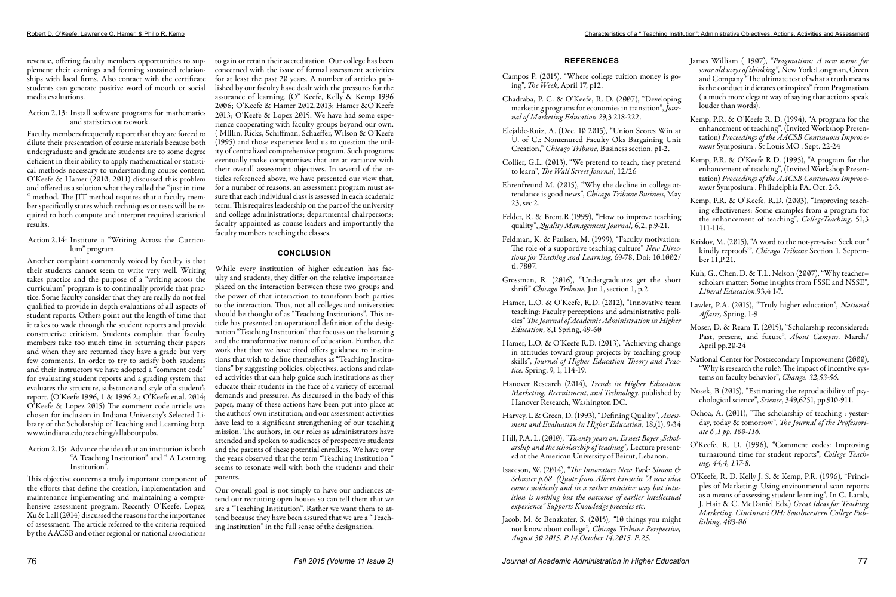revenue, offering faculty members opportunities to supplement their earnings and forming sustained relationships with local firms. Also contact with the certificate students can generate positive word of mouth or social media evaluations.

Action 2.13: Install software programs for mathematics and statistics coursework.

Faculty members frequently report that they are forced to dilute their presentation of course materials because both undergraduate and graduate students are to some degree deficient in their ability to apply mathematical or statistical methods necessary to understanding course content. O'Keefe & Hamer (2010; 2011) discussed this problem and offered as a solution what they called the "just in time " method. The JIT method requires that a faculty member specifically states which techniques or tests will be required to both compute and interpret required statistical results.

Action 2.14: Institute a "Writing Across the Curriculum" program.

Another complaint commonly voiced by faculty is that their students cannot seem to write very well. Writing takes practice and the purpose of a "writing across the curriculum" program is to continually provide that practice. Some faculty consider that they are really do not feel qualified to provide in depth evaluations of all aspects of student reports. Others point out the length of time that it takes to wade through the student reports and provide constructive criticism. Students complain that faculty members take too much time in returning their papers and when they are returned they have a grade but very few comments. In order to try to satisfy both students and their instructors we have adopted a "comment code" for evaluating student reports and a grading system that evaluates the structure, substance and style of a student's report. (O'Keefe 1996, 1 & 1996 2.; O'Keefe et.al. 2014; O'Keefe & Lopez 2015) The comment code article was chosen for inclusion in Indiana University's Selected Library of the Scholarship of Teaching and Learning http. www.indiana.edu/teaching/allaboutpubs.

Action 2.15: Advance the idea that an institution is both "A Teaching Institution" and " A Learning Institution".

This objective concerns a truly important component of the efforts that define the creation, implementation and maintenance implementing and maintaining a comprehensive assessment program. Recently O'Keefe, Lopez, Xu & Lall (2014) discussed the reasons for the importance of assessment. The article referred to the criteria required by the AACSB and other regional or national associations to gain or retain their accreditation. Our college has been concerned with the issue of formal assessment activities for at least the past 20 years. A number of articles published by our faculty have dealt with the pressures for the assurance of learning. (O" Keefe, Kelly & Kemp 1996 2006; O'Keefe & Hamer 2012,2013; Hamer &O'Keefe 2013; O'Keefe & Lopez 2015. We have had some experience cooperating with faculty groups beyond our own. ( Mlllin, Ricks, Schiffman, Schaeffer, Wilson & O'Keefe (1995) and those experience lead us to question the utility of centralized comprehensive program. Such programs eventually make compromises that are at variance with their overall assessment objectives. In several of the articles referenced above, we have presented our view that, for a number of reasons, an assessment program must assure that each individual class is assessed in each academic term. This requires leadership on the part of the university and college administrations; departmental chairpersons; faculty appointed as course leaders and importantly the faculty members teaching the classes.

## CONCLUSION

While every institution of higher education has faculty and students, they differ on the relative importance placed on the interaction between these two groups and the power of that interaction to transform both parties to the interaction. Thus, not all colleges and universities should be thought of as "Teaching Institutions". This article has presented an operational definition of the designation "Teaching Institution" that focuses on the learning and the transformative nature of education. Further, the work that that we have cited offers guidance to institutions that wish to define themselves as "Teaching Institutions" by suggesting policies, objectives, actions and related activities that can help guide such institutions as they educate their students in the face of a variety of external demands and pressures. As discussed in the body of this paper, many of these actions have been put into place at the authors' own institution, and our assessment activities have lead to a significant strengthening of our teaching mission. The authors, in our roles as administrators have attended and spoken to audiences of prospective students and the parents of these potential enrollees. We have over the years observed that the term "Teaching Institution " seems to resonate well with both the students and their parents.

Our overall goal is not simply to have our audiences attend our recruiting open houses so can tell them that we are a "Teaching Institution". Rather we want them to attend because they have been assured that we are a "Teaching Institution" in the full sense of the designation.

## REFERENCES

Campos P. (2015), "Where college tuition money is going", *The Week*, April 17, p12.

Chadraba, P. C. & O'Keefe, R. D. (2007), "Developing marketing programs for economies in transition", *Journal of Marketing Education* 29,3 218-222.

Elejalde-Ruiz, A. (Dec. 10 2015), "Union Scores Win at U. of C.: Nontenured Faculty Oks Bargaining Unit Creation," *Chicago Tribune,* Business section, p1-2.

Collier, G.L. (2013), "We pretend to teach, they pretend to learn", *The Wall Street Journal*, 12/26

Ehrenfreund M. (2015), "Why the decline in college attendance is good news", *Chicago Tribune Business*, May 23, sec 2.

Felder, R. & Brent,R.(1999), "How to improve teaching quality", *Quality Management Journal,* 6,2, p.9-21.

Feldman, K. & Paulsen, M. (1999), "Faculty motivation: The role of a supportive teaching culture" *New Directions for Teaching and Learning*, 69-78, Doi: 10.1002/tl. 7807.

Grossman, R. (2016), "Undergraduates get the short shrift" *Chicago Tribune*. Jan.1, section 1, p.2.

Hamer, L.O. & O'Keefe, R.D. (2012), "Innovative team teaching: Faculty perceptions and administrative policies" *The Journal of Academic Administration in Higher Education,* 8,1 Spring, 49-60

Hamer, L.O. & O'Keefe R.D. (2013), "Achieving change in attitudes toward group projects by teaching group skills", *Journal of Higher Education Theory and Practice*. Spring, 9, 1, 114-19.

Hanover Research (2014), *Trends in Higher Education Marketing, Recruitment, and Technology*, published by Hanover Research, Washington DC.

Harvey, L & Green, D. (1993), "Defining Quality", *Assessment and Evaluation in Higher Education,* 18,(1), 9-34

Hill, P.A. L. (2010), *"Twenty years on: Ernest Boyer ,Scholarship and the scholarship of teaching",* Lecture presented at the American University of Beirut, Lebanon.

Isaccson, W. (2014), "*The Innovators New York: Simon & Schuster p.68. (Quote from Albert Einstein "A new idea comes suddenly and in a rather intuitive way but intuition is nothing but the outcome of earlier intellectual experience" Supports Knowledge precedes etc*.

Jacob, M. & Benzkofer, S. (2015), *"10 things you might not know about college", Chicago Tribune Perspective, August 30 2015. P.14.October 14,2015. P.25.*

James William ( 1907), "*Pragmatism: A new name for some old ways of thinking",* New York:Longman, Green and Company "The ultimate test of what a truth means is the conduct it dictates or inspires" from Pragmatism ( a much more elegant way of saying that actions speak louder than words).

Kemp, P.R. & O'Keefe R. D. (1994), "A program for the enhancement of teaching", (Invited Workshop Presentation) *Proceedings of the AACSB Continuous Improvement* Symposium . St Louis MO . Sept. 22-24

Kemp, P.R. & O'Keefe R.D. (1995), "A program for the enhancement of teaching", (Invited Workshop Presentation) *Proceedings of the AACSB Continuous Improvement* Symposium . Philadelphia PA. Oct. 2-3.

Kemp, P.R. & O'Keefe, R.D. (2003), "Improving teaching effectiveness: Some examples from a program for the enhancement of teaching", *CollegeTeaching,* 51,3 111-114.

Krislov, M. (2015), "A word to the not-yet-wise: Seek out ' kindly reproofs'", *Chicago Tribune* Section 1, September 11,P.21.

Kuh, G., Chen, D. & T.L. Nelson (2007), "Why teacher–scholars matter: Some insights from FSSE and NSSE", *Liberal Education.*93,4 1-7.

Lawler, P.A. (2015), "Truly higher education", *National Affairs,* Spring, 1-9

Moser, D. & Ream T. (2015), "Scholarship reconsidered: Past, present, and future", *About Campus*. March/April pp.20-24

National Center for Postsecondary Improvement (2000), "Why is research the rule?: The impact of incentive systems on faculty behavior", *Change. 32,53-56.*

Nosek, B (2015), "Estimating the reproducibility of psychological science", *Science*, 349,6251, pp.910-911.

Ochoa, A. (2011), "The scholarship of teaching : yesterday, today & tomorrow", *The Journal of the Professoriate 6 ,1 pp. 100-116*.

O'Keefe, R. D. (1996), "Comment codes: Improving turnaround time for student reports", *College Teaching, 44,4, 137-8.*

O'Keefe, R. D. Kelly J. S. & Kemp, P.R. (1996), "Principles of Marketing: Using environmental scan reports as a means of assessing student learning", In C. Lamb, J. Hair & C. McDaniel Eds.) *Great Ideas for Teaching Marketing. Cincinnati OH: Southwestern College Publishing, 403-06*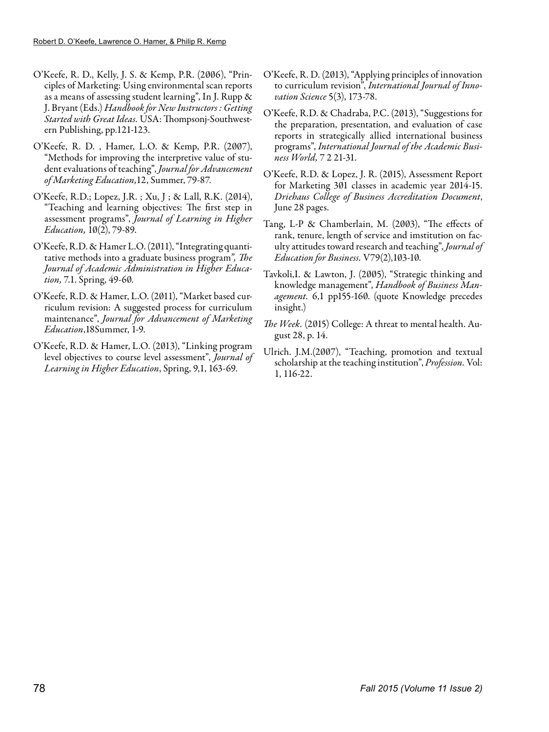O'Keefe, R. D., Kelly, J. S. & Kemp, P.R. (2006), "Principles of Marketing: Using environmental scan reports as a means of assessing student learning", In J. Rupp & J. Bryant (Eds.) *Handbook for New Instructors : Getting Started with Great Ideas.* USA: Thompsonj-Southwestern Publishing, pp.121-123.

O'Keefe, R. D. , Hamer, L.O. & Kemp, P.R. (2007), "Methods for improving the interpretive value of student evaluations of teaching", *Journal for Advancement of Marketing Education,*12, Summer, 79-87.

O'Keefe, R.D.; Lopez, J.R. ; Xu, J ; & Lall, R.K. (2014), "Teaching and learning objectives: The first step in assessment programs", *Journal of Learning in Higher Education,* 10(2), 79-89.

O'Keefe, R.D. & Hamer L.O. (2011), "Integrating quantitative methods into a graduate business program*", The Journal of Academic Administration in Higher Education,* 7.1. Spring, 49-60.

O'Keefe, R.D. & Hamer, L.O. (2011), "Market based curriculum revision: A suggested process for curriculum maintenance", *Journal for Advancement of Marketing Education*,18Summer, 1-9.

O'Keefe, R.D. & Hamer, L.O. (2013), "Linking program level objectives to course level assessment", *Journal of Learning in Higher Education*, Spring, 9,1, 163-69.

O'Keefe, R. D. (2013), "Applying principles of innovation to curriculum revision", *International Journal of Innovation Science* 5(3), 173-78.

O'Keefe, R.D. & Chadraba, P.C. (2013), "Suggestions for the preparation, presentation, and evaluation of case reports in strategically allied international business programs", *International Journal of the Academic Business World,* 7 2 21-31.

O'Keefe, R.D. & Lopez, J. R. (2015), Assessment Report for Marketing 301 classes in academic year 2014-15. *Driehaus College of Business Accreditation Document*, June 28 pages.

Tang, L-P & Chamberlain, M. (2003), "The effects of rank, tenure, length of service and imstitution on faculty attitudes toward research and teaching", *Journal of Education for Business*. V79(2),103-10.

Tavkoli,I. & Lawton, J. (2005), "Strategic thinking and knowledge management", *Handbook of Business Management.* 6,1 pp155-160. (quote Knowledge precedes insight.)

*The Week*. (2015) College: A threat to mental health. August 28, p. 14.

Ulrich. J.M.(2007), "Teaching, promotion and textual scholarship at the teaching institution", *Profession*. Vol: 1, 116-22.